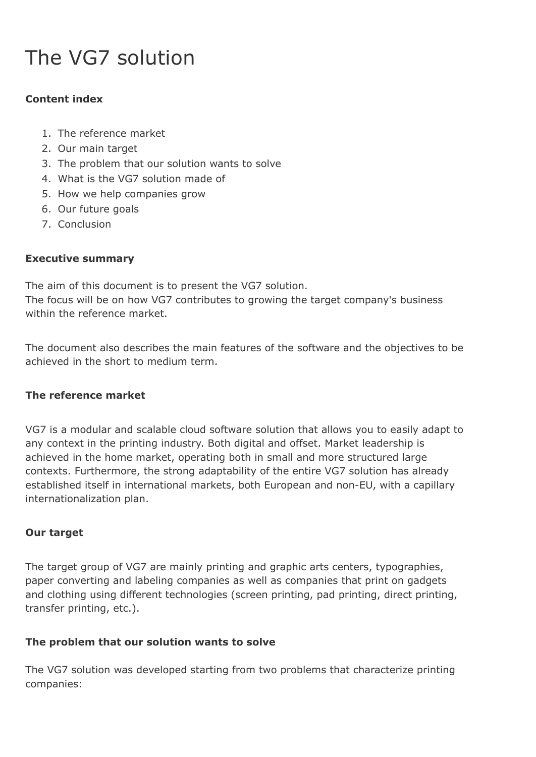# The VG7 solution

**Content index**

1. The reference market
2. Our main target
3. The problem that our solution wants to solve
4. What is the VG7 solution made of
5. How we help companies grow
6. Our future goals
7. Conclusion

**Executive summary**

The aim of this document is to present the VG7 solution.
The focus will be on how VG7 contributes to growing the target company's business within the reference market.

The document also describes the main features of the software and the objectives to be achieved in the short to medium term.

**The reference market**

VG7 is a modular and scalable cloud software solution that allows you to easily adapt to any context in the printing industry. Both digital and offset. Market leadership is achieved in the home market, operating both in small and more structured large contexts. Furthermore, the strong adaptability of the entire VG7 solution has already established itself in international markets, both European and non-EU, with a capillary internationalization plan.

**Our target**

The target group of VG7 are mainly printing and graphic arts centers, typographies, paper converting and labeling companies as well as companies that print on gadgets and clothing using different technologies (screen printing, pad printing, direct printing, transfer printing, etc.).

**The problem that our solution wants to solve**

The VG7 solution was developed starting from two problems that characterize printing companies: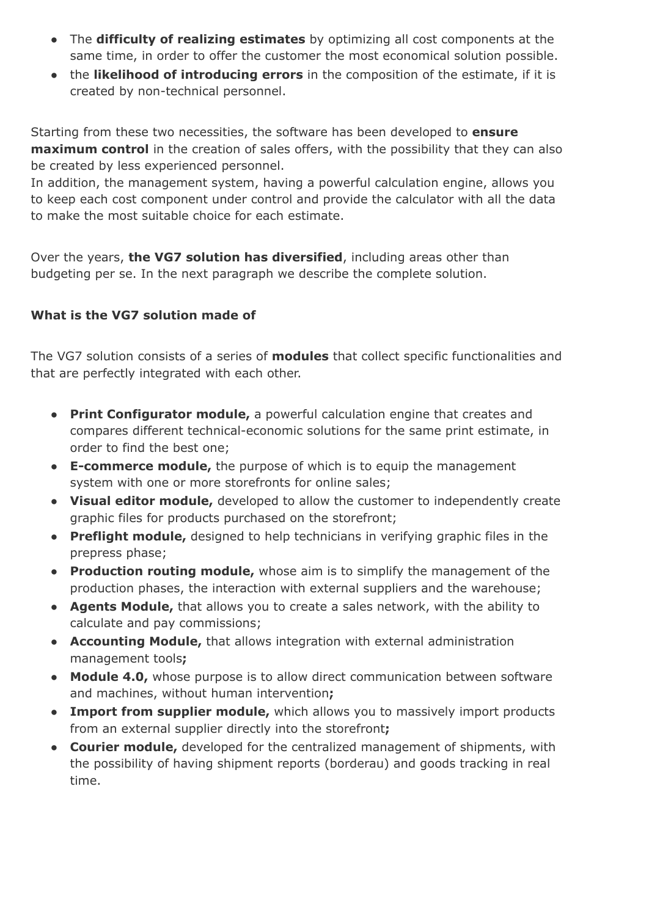- The **difficulty of realizing estimates** by optimizing all cost components at the same time, in order to offer the customer the most economical solution possible.
- the **likelihood of introducing errors** in the composition of the estimate, if it is created by non-technical personnel.

Starting from these two necessities, the software has been developed to **ensure maximum control** in the creation of sales offers, with the possibility that they can also be created by less experienced personnel.
In addition, the management system, having a powerful calculation engine, allows you to keep each cost component under control and provide the calculator with all the data to make the most suitable choice for each estimate.

Over the years, **the VG7 solution has diversified**, including areas other than budgeting per se. In the next paragraph we describe the complete solution.

**What is the VG7 solution made of**

The VG7 solution consists of a series of **modules** that collect specific functionalities and that are perfectly integrated with each other.

- **Print Configurator module,** a powerful calculation engine that creates and compares different technical-economic solutions for the same print estimate, in order to find the best one;
- **E-commerce module,** the purpose of which is to equip the management system with one or more storefronts for online sales;
- **Visual editor module,** developed to allow the customer to independently create graphic files for products purchased on the storefront;
- **Preflight module,** designed to help technicians in verifying graphic files in the prepress phase;
- **Production routing module,** whose aim is to simplify the management of the production phases, the interaction with external suppliers and the warehouse;
- **Agents Module,** that allows you to create a sales network, with the ability to calculate and pay commissions;
- **Accounting Module,** that allows integration with external administration management tools**;**
- **Module 4.0,** whose purpose is to allow direct communication between software and machines, without human intervention**;**
- **Import from supplier module,** which allows you to massively import products from an external supplier directly into the storefront**;**
- **Courier module,** developed for the centralized management of shipments, with the possibility of having shipment reports (borderau) and goods tracking in real time.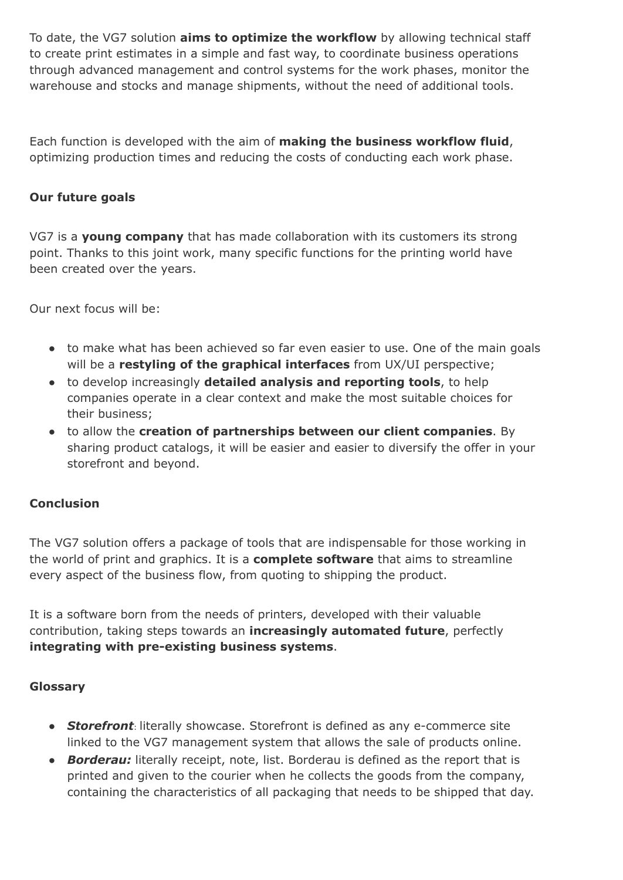To date, the VG7 solution **aims to optimize the workflow** by allowing technical staff to create print estimates in a simple and fast way, to coordinate business operations through advanced management and control systems for the work phases, monitor the warehouse and stocks and manage shipments, without the need of additional tools.

Each function is developed with the aim of **making the business workflow fluid**, optimizing production times and reducing the costs of conducting each work phase.

**Our future goals**

VG7 is a **young company** that has made collaboration with its customers its strong point. Thanks to this joint work, many specific functions for the printing world have been created over the years.

Our next focus will be:

- to make what has been achieved so far even easier to use. One of the main goals will be a **restyling of the graphical interfaces** from UX/UI perspective;
- to develop increasingly **detailed analysis and reporting tools**, to help companies operate in a clear context and make the most suitable choices for their business;
- to allow the **creation of partnerships between our client companies**. By sharing product catalogs, it will be easier and easier to diversify the offer in your storefront and beyond.

**Conclusion**

The VG7 solution offers a package of tools that are indispensable for those working in the world of print and graphics. It is a **complete software** that aims to streamline every aspect of the business flow, from quoting to shipping the product.

It is a software born from the needs of printers, developed with their valuable contribution, taking steps towards an **increasingly automated future**, perfectly **integrating with pre-existing business systems**.

**Glossary**

- ***Storefront***: literally showcase. Storefront is defined as any e-commerce site linked to the VG7 management system that allows the sale of products online.
- ***Borderau:*** literally receipt, note, list. Borderau is defined as the report that is printed and given to the courier when he collects the goods from the company, containing the characteristics of all packaging that needs to be shipped that day.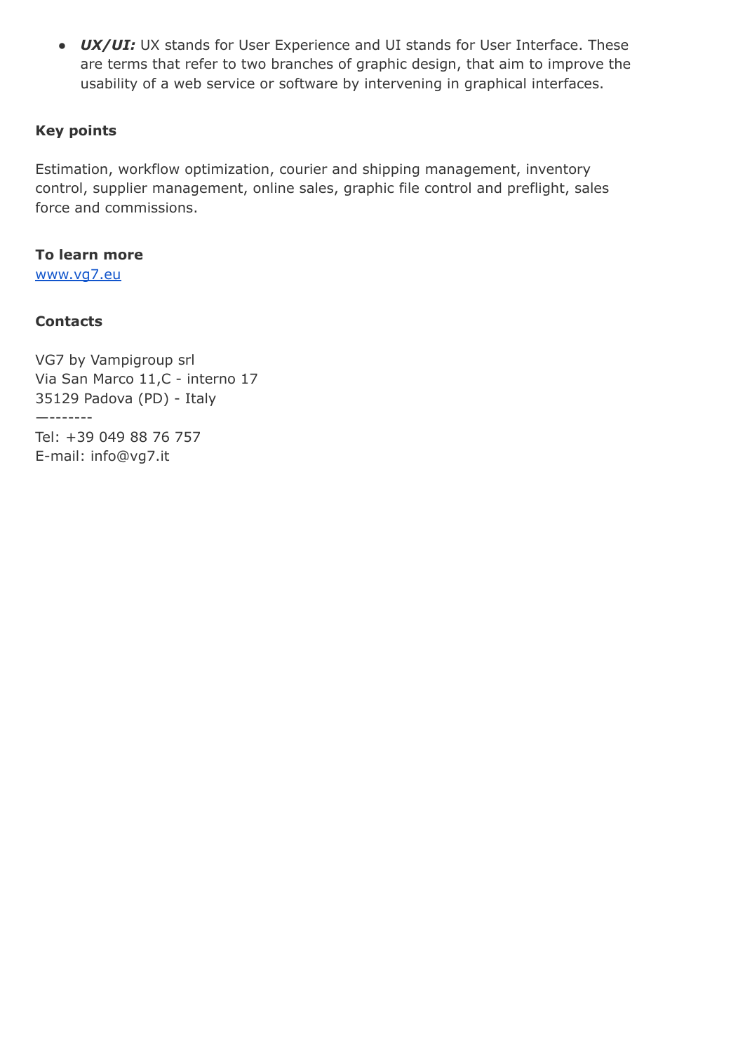- ***UX/UI:*** UX stands for User Experience and UI stands for User Interface. These are terms that refer to two branches of graphic design, that aim to improve the usability of a web service or software by intervening in graphical interfaces.

**Key points**

Estimation, workflow optimization, courier and shipping management, inventory control, supplier management, online sales, graphic file control and preflight, sales force and commissions.

**To learn more**
[www.vg7.eu](www.vg7.eu)

**Contacts**

VG7 by Vampigroup srl
Via San Marco 11,C - interno 17
35129 Padova (PD) - Italy
—-------
Tel: +39 049 88 76 757
E-mail: info@vg7.it